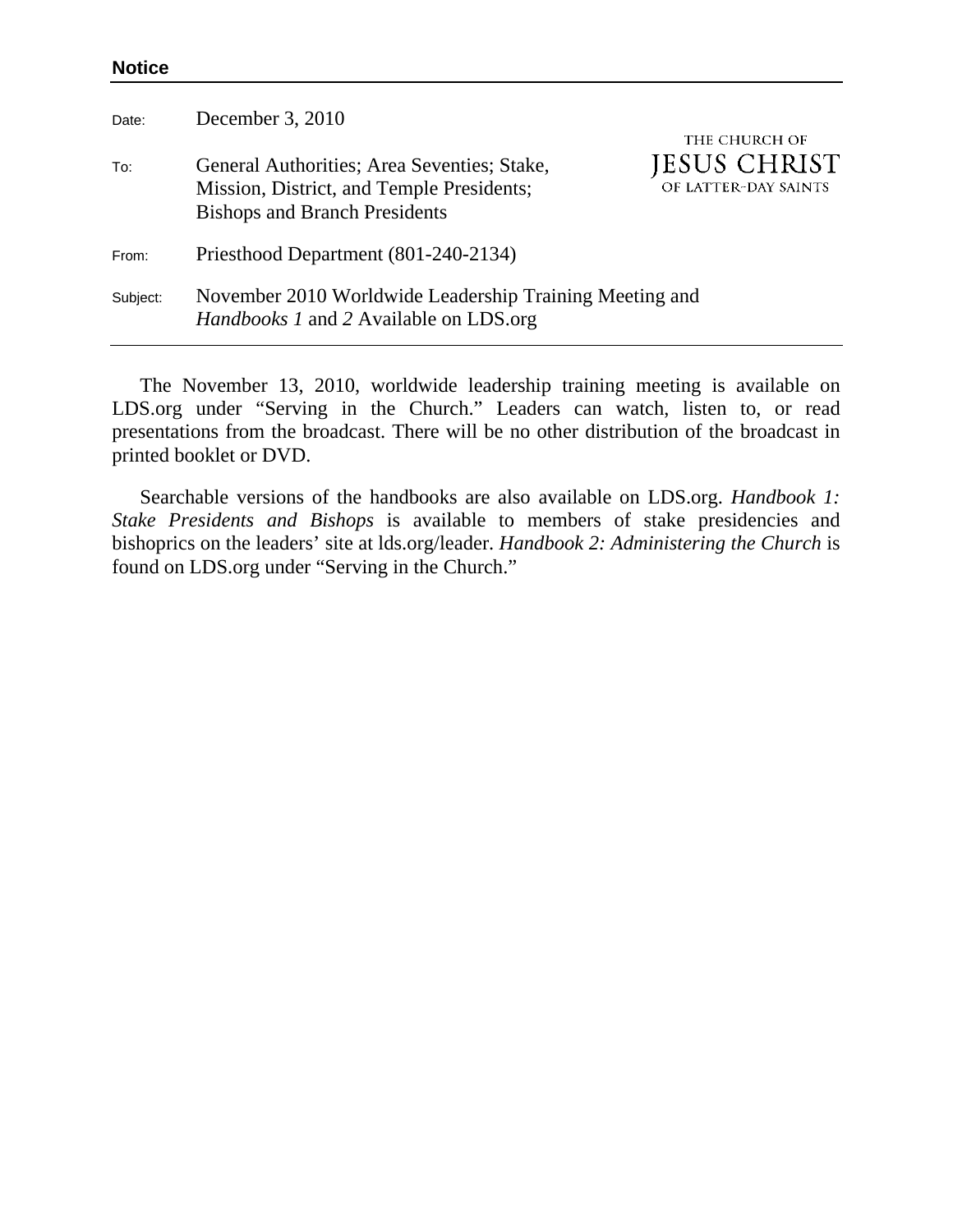**Notice**

THE CHURCH OF
JESUS CHRIST
OF LATTER-DAY SAINTS

Date: December 3, 2010

To: General Authorities; Area Seventies; Stake, Mission, District, and Temple Presidents; Bishops and Branch Presidents

From: Priesthood Department (801-240-2134)

Subject: November 2010 Worldwide Leadership Training Meeting and *Handbooks 1* and *2* Available on LDS.org

---

The November 13, 2010, worldwide leadership training meeting is available on LDS.org under "Serving in the Church." Leaders can watch, listen to, or read presentations from the broadcast. There will be no other distribution of the broadcast in printed booklet or DVD.

Searchable versions of the handbooks are also available on LDS.org. *Handbook 1: Stake Presidents and Bishops* is available to members of stake presidencies and bishoprics on the leaders' site at lds.org/leader. *Handbook 2: Administering the Church* is found on LDS.org under "Serving in the Church."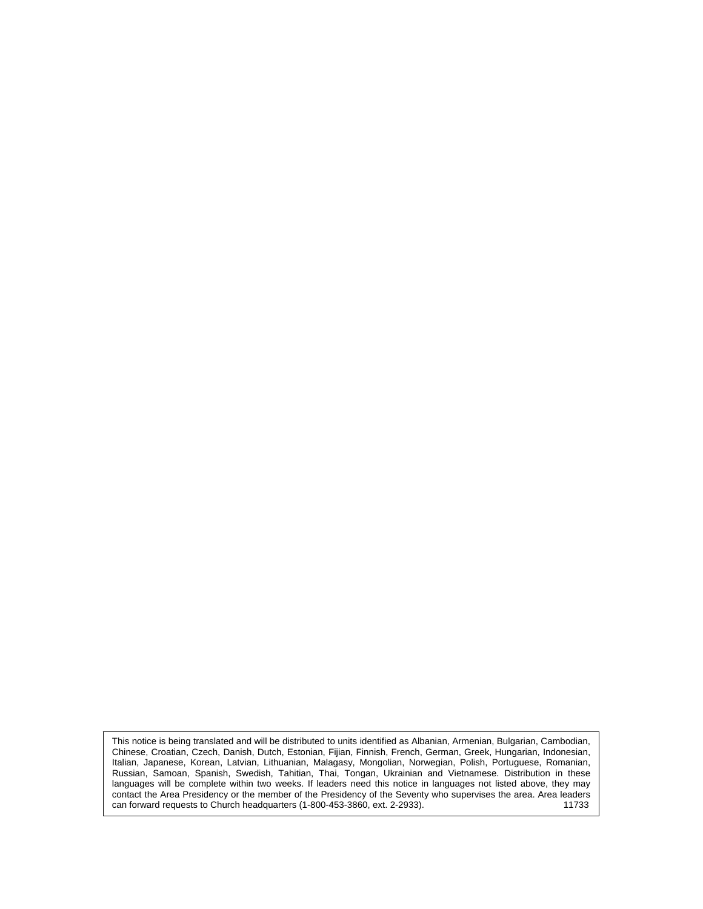This notice is being translated and will be distributed to units identified as Albanian, Armenian, Bulgarian, Cambodian, Chinese, Croatian, Czech, Danish, Dutch, Estonian, Fijian, Finnish, French, German, Greek, Hungarian, Indonesian, Italian, Japanese, Korean, Latvian, Lithuanian, Malagasy, Mongolian, Norwegian, Polish, Portuguese, Romanian, Russian, Samoan, Spanish, Swedish, Tahitian, Thai, Tongan, Ukrainian and Vietnamese. Distribution in these languages will be complete within two weeks. If leaders need this notice in languages not listed above, they may contact the Area Presidency or the member of the Presidency of the Seventy who supervises the area. Area leaders can forward requests to Church headquarters (1-800-453-3860, ext. 2-2933). 11733